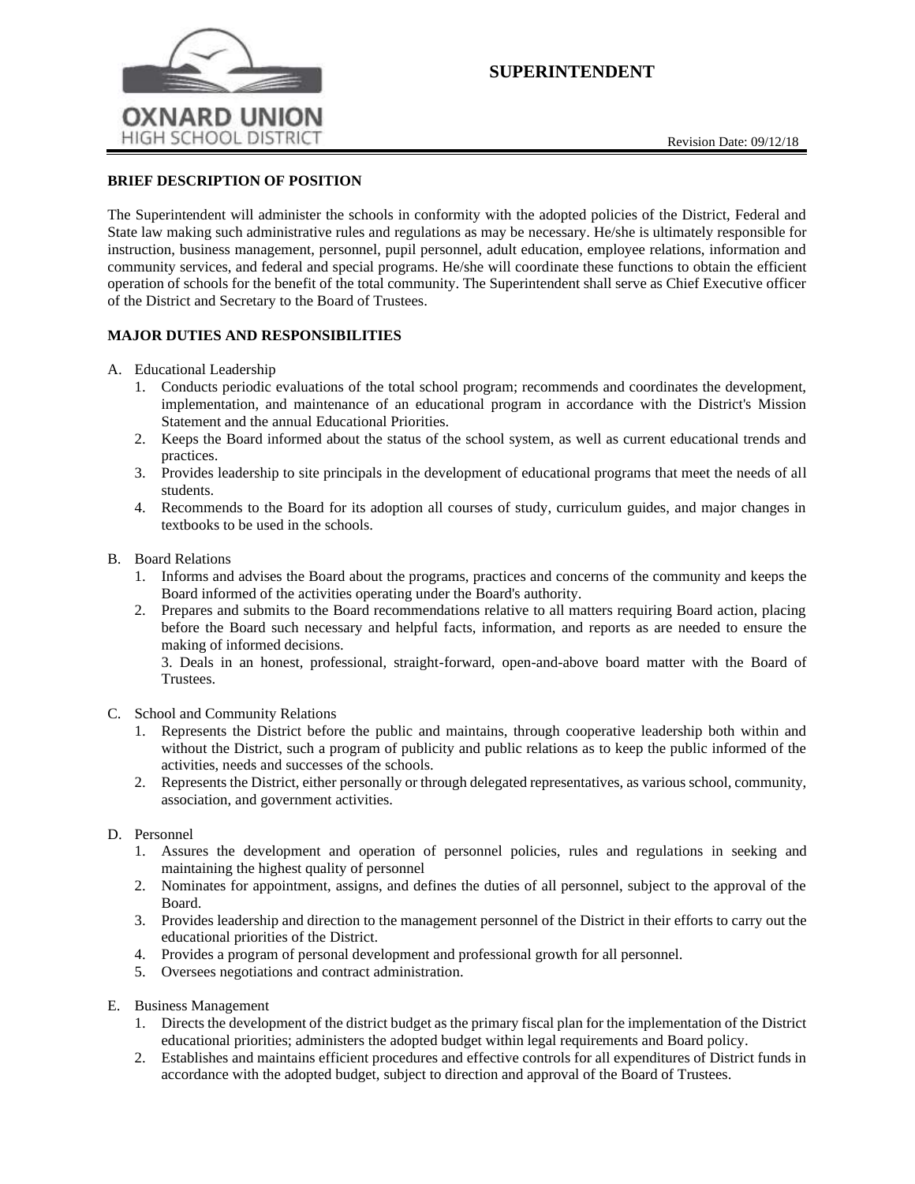# SUPERINTENDENT

OXNARD UNION HIGH SCHOOL DISTRICT

Revision Date: 09/12/18

## BRIEF DESCRIPTION OF POSITION

The Superintendent will administer the schools in conformity with the adopted policies of the District, Federal and State law making such administrative rules and regulations as may be necessary. He/she is ultimately responsible for instruction, business management, personnel, pupil personnel, adult education, employee relations, information and community services, and federal and special programs. He/she will coordinate these functions to obtain the efficient operation of schools for the benefit of the total community. The Superintendent shall serve as Chief Executive officer of the District and Secretary to the Board of Trustees.

## MAJOR DUTIES AND RESPONSIBILITIES

A. Educational Leadership
   1. Conducts periodic evaluations of the total school program; recommends and coordinates the development, implementation, and maintenance of an educational program in accordance with the District's Mission Statement and the annual Educational Priorities.
   2. Keeps the Board informed about the status of the school system, as well as current educational trends and practices.
   3. Provides leadership to site principals in the development of educational programs that meet the needs of all students.
   4. Recommends to the Board for its adoption all courses of study, curriculum guides, and major changes in textbooks to be used in the schools.

B. Board Relations
   1. Informs and advises the Board about the programs, practices and concerns of the community and keeps the Board informed of the activities operating under the Board's authority.
   2. Prepares and submits to the Board recommendations relative to all matters requiring Board action, placing before the Board such necessary and helpful facts, information, and reports as are needed to ensure the making of informed decisions.
   3. Deals in an honest, professional, straight-forward, open-and-above board matter with the Board of Trustees.

C. School and Community Relations
   1. Represents the District before the public and maintains, through cooperative leadership both within and without the District, such a program of publicity and public relations as to keep the public informed of the activities, needs and successes of the schools.
   2. Represents the District, either personally or through delegated representatives, as various school, community, association, and government activities.

D. Personnel
   1. Assures the development and operation of personnel policies, rules and regulations in seeking and maintaining the highest quality of personnel
   2. Nominates for appointment, assigns, and defines the duties of all personnel, subject to the approval of the Board.
   3. Provides leadership and direction to the management personnel of the District in their efforts to carry out the educational priorities of the District.
   4. Provides a program of personal development and professional growth for all personnel.
   5. Oversees negotiations and contract administration.

E. Business Management
   1. Directs the development of the district budget as the primary fiscal plan for the implementation of the District educational priorities; administers the adopted budget within legal requirements and Board policy.
   2. Establishes and maintains efficient procedures and effective controls for all expenditures of District funds in accordance with the adopted budget, subject to direction and approval of the Board of Trustees.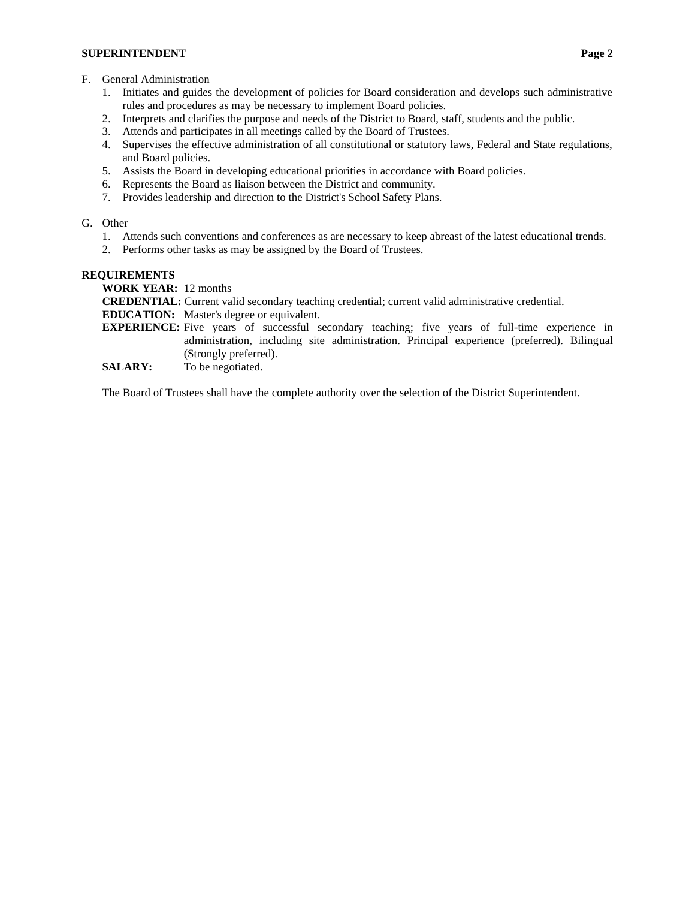F. General Administration
   1. Initiates and guides the development of policies for Board consideration and develops such administrative rules and procedures as may be necessary to implement Board policies.
   2. Interprets and clarifies the purpose and needs of the District to Board, staff, students and the public.
   3. Attends and participates in all meetings called by the Board of Trustees.
   4. Supervises the effective administration of all constitutional or statutory laws, Federal and State regulations, and Board policies.
   5. Assists the Board in developing educational priorities in accordance with Board policies.
   6. Represents the Board as liaison between the District and community.
   7. Provides leadership and direction to the District's School Safety Plans.

G. Other
   1. Attends such conventions and conferences as are necessary to keep abreast of the latest educational trends.
   2. Performs other tasks as may be assigned by the Board of Trustees.

**REQUIREMENTS**

**WORK YEAR:** 12 months

**CREDENTIAL:** Current valid secondary teaching credential; current valid administrative credential.

**EDUCATION:** Master's degree or equivalent.

**EXPERIENCE:** Five years of successful secondary teaching; five years of full-time experience in administration, including site administration. Principal experience (preferred). Bilingual (Strongly preferred).

**SALARY:** To be negotiated.

The Board of Trustees shall have the complete authority over the selection of the District Superintendent.